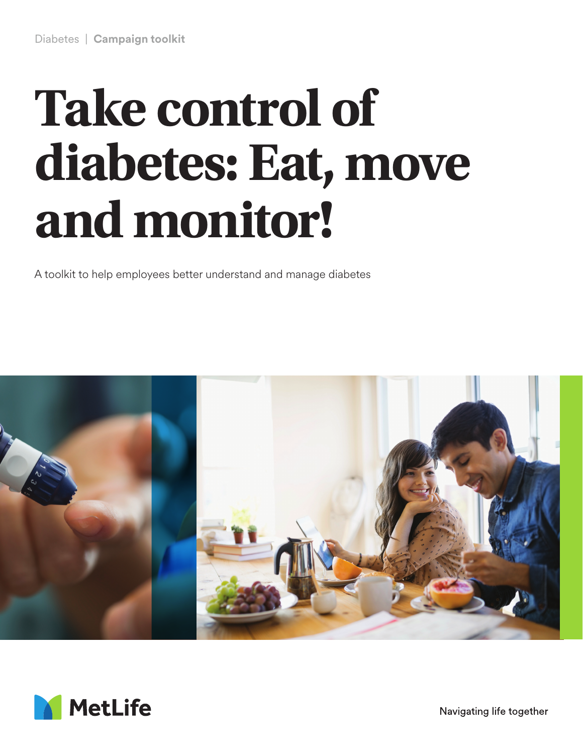Diabetes | **Campaign toolkit**

# Take control of diabetes: Eat, move and monitor!

A toolkit to help employees better understand and manage diabetes

MetLife

Navigating life together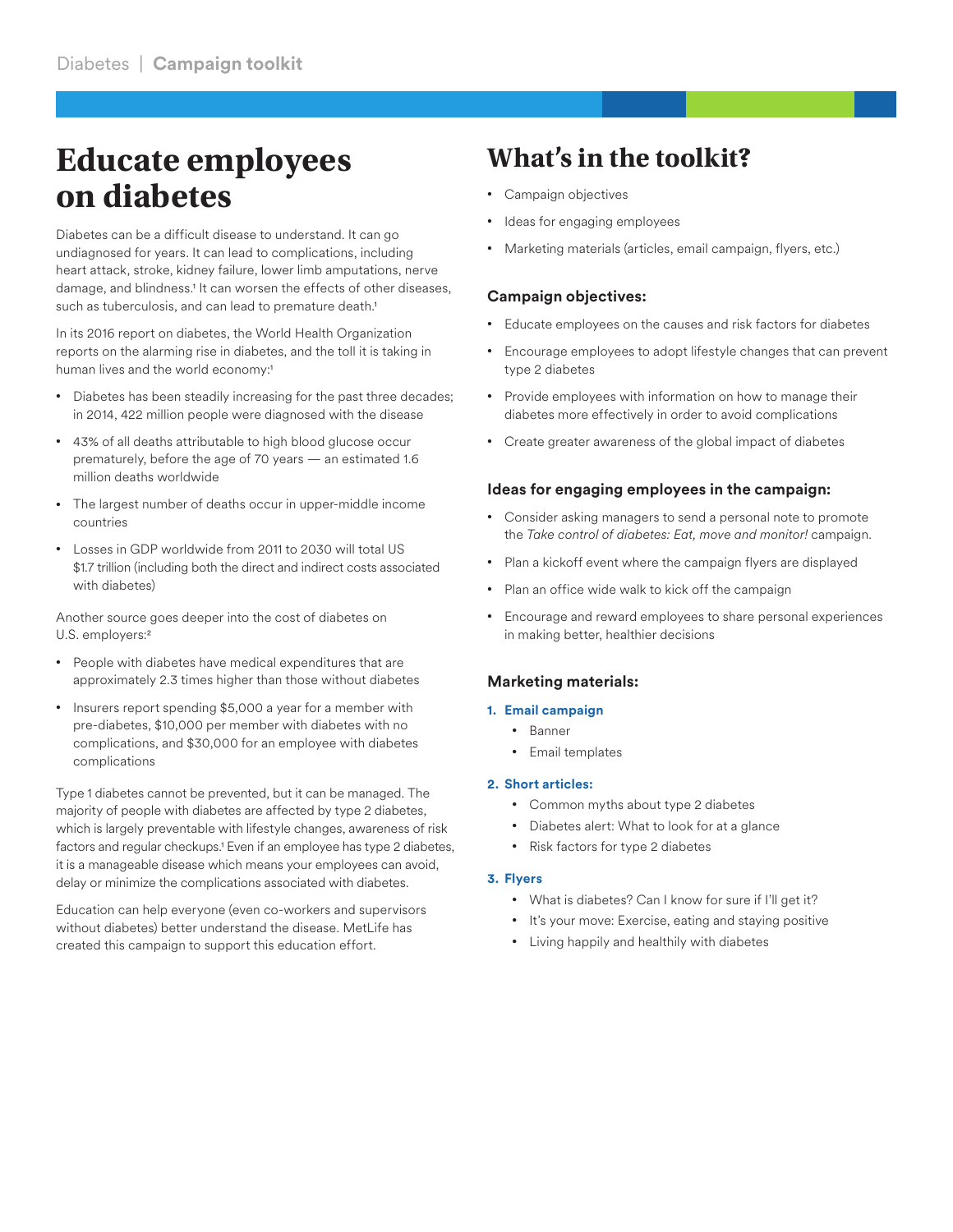# Educate employees on diabetes

Diabetes can be a difficult disease to understand. It can go undiagnosed for years. It can lead to complications, including heart attack, stroke, kidney failure, lower limb amputations, nerve damage, and blindness.[1] It can worsen the effects of other diseases, such as tuberculosis, and can lead to premature death.[1]

In its 2016 report on diabetes, the World Health Organization reports on the alarming rise in diabetes, and the toll it is taking in human lives and the world economy:[1]

- Diabetes has been steadily increasing for the past three decades; in 2014, 422 million people were diagnosed with the disease
- 43% of all deaths attributable to high blood glucose occur prematurely, before the age of 70 years — an estimated 1.6 million deaths worldwide
- The largest number of deaths occur in upper-middle income countries
- Losses in GDP worldwide from 2011 to 2030 will total US $1.7 trillion (including both the direct and indirect costs associated with diabetes)

Another source goes deeper into the cost of diabetes on U.S. employers:[2]

- People with diabetes have medical expenditures that are approximately 2.3 times higher than those without diabetes
- Insurers report spending $5,000 a year for a member with pre-diabetes, $10,000 per member with diabetes with no complications, and $30,000 for an employee with diabetes complications

Type 1 diabetes cannot be prevented, but it can be managed. The majority of people with diabetes are affected by type 2 diabetes, which is largely preventable with lifestyle changes, awareness of risk factors and regular checkups.[1] Even if an employee has type 2 diabetes, it is a manageable disease which means your employees can avoid, delay or minimize the complications associated with diabetes.

Education can help everyone (even co-workers and supervisors without diabetes) better understand the disease. MetLife has created this campaign to support this education effort.

# What's in the toolkit?

- Campaign objectives
- Ideas for engaging employees
- Marketing materials (articles, email campaign, flyers, etc.)

### Campaign objectives:

- Educate employees on the causes and risk factors for diabetes
- Encourage employees to adopt lifestyle changes that can prevent type 2 diabetes
- Provide employees with information on how to manage their diabetes more effectively in order to avoid complications
- Create greater awareness of the global impact of diabetes

### Ideas for engaging employees in the campaign:

- Consider asking managers to send a personal note to promote the *Take control of diabetes: Eat, move and monitor!* campaign.
- Plan a kickoff event where the campaign flyers are displayed
- Plan an office wide walk to kick off the campaign
- Encourage and reward employees to share personal experiences in making better, healthier decisions

### Marketing materials:

1. **Email campaign**
   - Banner
   - Email templates
2. **Short articles:**
   - Common myths about type 2 diabetes
   - Diabetes alert: What to look for at a glance
   - Risk factors for type 2 diabetes
3. **Flyers**
   - What is diabetes? Can I know for sure if I'll get it?
   - It's your move: Exercise, eating and staying positive
   - Living happily and healthily with diabetes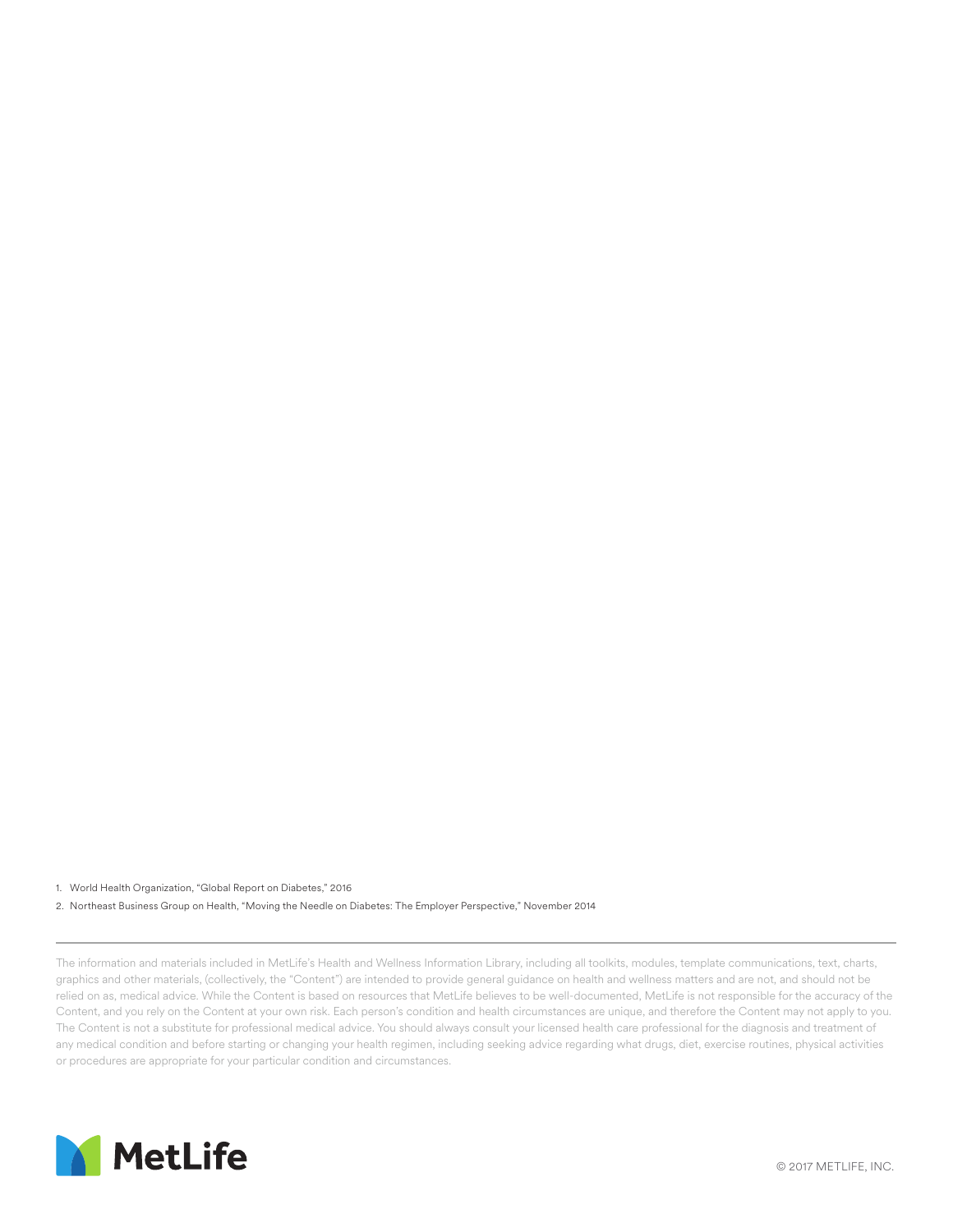1. World Health Organization, "Global Report on Diabetes," 2016
2. Northeast Business Group on Health, "Moving the Needle on Diabetes: The Employer Perspective," November 2014

---

The information and materials included in MetLife's Health and Wellness Information Library, including all toolkits, modules, template communications, text, charts, graphics and other materials, (collectively, the "Content") are intended to provide general guidance on health and wellness matters and are not, and should not be relied on as, medical advice. While the Content is based on resources that MetLife believes to be well-documented, MetLife is not responsible for the accuracy of the Content, and you rely on the Content at your own risk. Each person's condition and health circumstances are unique, and therefore the Content may not apply to you. The Content is not a substitute for professional medical advice. You should always consult your licensed health care professional for the diagnosis and treatment of any medical condition and before starting or changing your health regimen, including seeking advice regarding what drugs, diet, exercise routines, physical activities or procedures are appropriate for your particular condition and circumstances.

MetLife

© 2017 METLIFE, INC.